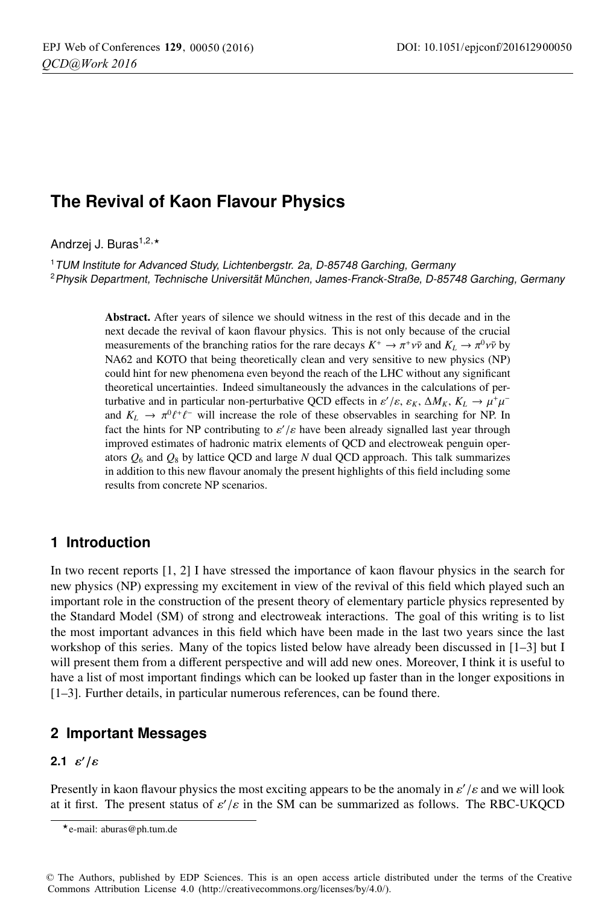# The Revival of Kaon Flavour Physics

Andrzej J. Buras[1,2,⋆]

[1] *TUM Institute for Advanced Study, Lichtenbergstr. 2a, D-85748 Garching, Germany*
[2] *Physik Department, Technische Universität München, James-Franck-Straße, D-85748 Garching, Germany*

**Abstract.** After years of silence we should witness in the rest of this decade and in the next decade the revival of kaon flavour physics. This is not only because of the crucial measurements of the branching ratios for the rare decays $K^+ \to \pi^+ \nu\bar{\nu}$ and $K_L \to \pi^0 \nu\bar{\nu}$ by NA62 and KOTO that being theoretically clean and very sensitive to new physics (NP) could hint for new phenomena even beyond the reach of the LHC without any significant theoretical uncertainties. Indeed simultaneously the advances in the calculations of perturbative and in particular non-perturbative QCD effects in $\varepsilon'/\varepsilon$, $\varepsilon_K$, $\Delta M_K$, $K_L \to \mu^+\mu^-$ and $K_L \to \pi^0 \ell^+\ell^-$ will increase the role of these observables in searching for NP. In fact the hints for NP contributing to $\varepsilon'/\varepsilon$ have been already signalled last year through improved estimates of hadronic matrix elements of QCD and electroweak penguin operators $Q_6$ and $Q_8$ by lattice QCD and large $N$ dual QCD approach. This talk summarizes in addition to this new flavour anomaly the present highlights of this field including some results from concrete NP scenarios.

## 1 Introduction

In two recent reports [1, 2] I have stressed the importance of kaon flavour physics in the search for new physics (NP) expressing my excitement in view of the revival of this field which played such an important role in the construction of the present theory of elementary particle physics represented by the Standard Model (SM) of strong and electroweak interactions. The goal of this writing is to list the most important advances in this field which have been made in the last two years since the last workshop of this series. Many of the topics listed below have already been discussed in [1–3] but I will present them from a different perspective and will add new ones. Moreover, I think it is useful to have a list of most important findings which can be looked up faster than in the longer expositions in [1–3]. Further details, in particular numerous references, can be found there.

## 2 Important Messages

### 2.1 $\varepsilon'/\varepsilon$

Presently in kaon flavour physics the most exciting appears to be the anomaly in $\varepsilon'/\varepsilon$ and we will look at it first. The present status of $\varepsilon'/\varepsilon$ in the SM can be summarized as follows. The RBC-UKQCD

[⋆] e-mail: aburas@ph.tum.de

© The Authors, published by EDP Sciences. This is an open access article distributed under the terms of the Creative Commons Attribution License 4.0 (http://creativecommons.org/licenses/by/4.0/).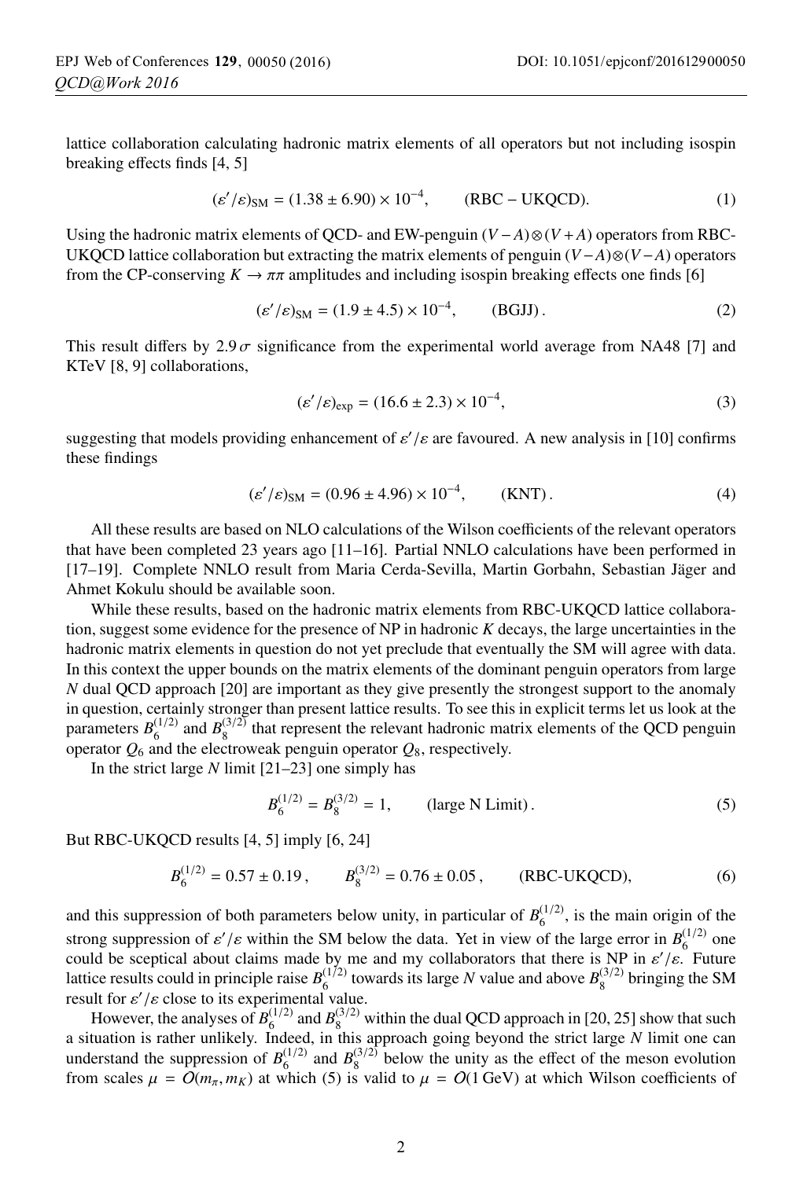lattice collaboration calculating hadronic matrix elements of all operators but not including isospin breaking effects finds [4, 5]

$$(\varepsilon'/\varepsilon)_{\rm SM} = (1.38 \pm 6.90) \times 10^{-4}, \qquad ({\rm RBC-UKQCD}). \tag{1}$$

Using the hadronic matrix elements of QCD- and EW-penguin $(V-A)\otimes(V+A)$ operators from RBC-UKQCD lattice collaboration but extracting the matrix elements of penguin $(V-A)\otimes(V-A)$ operators from the CP-conserving $K \to \pi\pi$ amplitudes and including isospin breaking effects one finds [6]

$$(\varepsilon'/\varepsilon)_{\rm SM} = (1.9 \pm 4.5) \times 10^{-4}, \qquad ({\rm BGJJ}). \tag{2}$$

This result differs by $2.9\,\sigma$ significance from the experimental world average from NA48 [7] and KTeV [8, 9] collaborations,

$$(\varepsilon'/\varepsilon)_{\rm exp} = (16.6 \pm 2.3) \times 10^{-4}, \tag{3}$$

suggesting that models providing enhancement of $\varepsilon'/\varepsilon$ are favoured. A new analysis in [10] confirms these findings

$$(\varepsilon'/\varepsilon)_{\rm SM} = (0.96 \pm 4.96) \times 10^{-4}, \qquad ({\rm KNT}). \tag{4}$$

All these results are based on NLO calculations of the Wilson coefficients of the relevant operators that have been completed 23 years ago [11–16]. Partial NNLO calculations have been performed in [17–19]. Complete NNLO result from Maria Cerda-Sevilla, Martin Gorbahn, Sebastian Jäger and Ahmet Kokulu should be available soon.

While these results, based on the hadronic matrix elements from RBC-UKQCD lattice collaboration, suggest some evidence for the presence of NP in hadronic $K$ decays, the large uncertainties in the hadronic matrix elements in question do not yet preclude that eventually the SM will agree with data. In this context the upper bounds on the matrix elements of the dominant penguin operators from large $N$ dual QCD approach [20] are important as they give presently the strongest support to the anomaly in question, certainly stronger than present lattice results. To see this in explicit terms let us look at the parameters $B_6^{(1/2)}$ and $B_8^{(3/2)}$ that represent the relevant hadronic matrix elements of the QCD penguin operator $Q_6$ and the electroweak penguin operator $Q_8$, respectively.

In the strict large $N$ limit [21–23] one simply has

$$B_6^{(1/2)} = B_8^{(3/2)} = 1, \qquad (\text{large N Limit}). \tag{5}$$

But RBC-UKQCD results [4, 5] imply [6, 24]

$$B_6^{(1/2)} = 0.57 \pm 0.19\,, \qquad B_8^{(3/2)} = 0.76 \pm 0.05\,, \qquad ({\rm RBC\text{-}UKQCD}), \tag{6}$$

and this suppression of both parameters below unity, in particular of $B_6^{(1/2)}$, is the main origin of the strong suppression of $\varepsilon'/\varepsilon$ within the SM below the data. Yet in view of the large error in $B_6^{(1/2)}$ one could be sceptical about claims made by me and my collaborators that there is NP in $\varepsilon'/\varepsilon$. Future lattice results could in principle raise $B_6^{(1/2)}$ towards its large $N$ value and above $B_8^{(3/2)}$ bringing the SM result for $\varepsilon'/\varepsilon$ close to its experimental value.

However, the analyses of $B_6^{(1/2)}$ and $B_8^{(3/2)}$ within the dual QCD approach in [20, 25] show that such a situation is rather unlikely. Indeed, in this approach going beyond the strict large $N$ limit one can understand the suppression of $B_6^{(1/2)}$ and $B_8^{(3/2)}$ below the unity as the effect of the meson evolution from scales $\mu = \mathcal{O}(m_\pi, m_K)$ at which (5) is valid to $\mu = \mathcal{O}(1\,{\rm GeV})$ at which Wilson coefficients of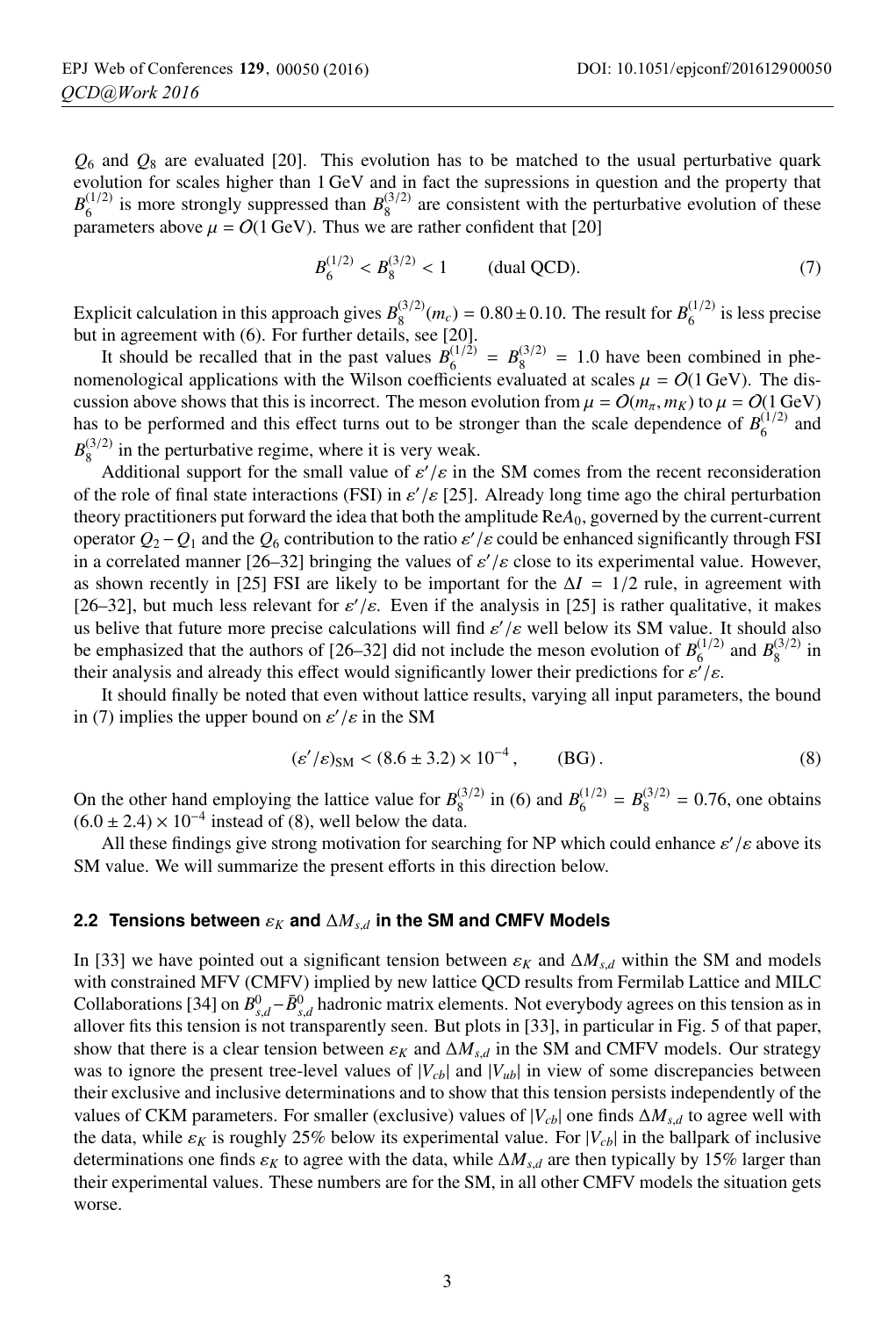$Q_6$ and $Q_8$ are evaluated [20]. This evolution has to be matched to the usual perturbative quark evolution for scales higher than 1 GeV and in fact the supressions in question and the property that $B_6^{(1/2)}$ is more strongly suppressed than $B_8^{(3/2)}$ are consistent with the perturbative evolution of these parameters above $\mu = O(1\,\text{GeV})$. Thus we are rather confident that [20]

$$B_6^{(1/2)} < B_8^{(3/2)} < 1 \qquad \text{(dual QCD)}. \tag{7}$$

Explicit calculation in this approach gives $B_8^{(3/2)}(m_c) = 0.80 \pm 0.10$. The result for $B_6^{(1/2)}$ is less precise but in agreement with (6). For further details, see [20].

It should be recalled that in the past values $B_6^{(1/2)} = B_8^{(3/2)} = 1.0$ have been combined in phenomenological applications with the Wilson coefficients evaluated at scales $\mu = O(1\,\text{GeV})$. The discussion above shows that this is incorrect. The meson evolution from $\mu = O(m_\pi, m_K)$ to $\mu = O(1\,\text{GeV})$ has to be performed and this effect turns out to be stronger than the scale dependence of $B_6^{(1/2)}$ and $B_8^{(3/2)}$ in the perturbative regime, where it is very weak.

Additional support for the small value of $\varepsilon'/\varepsilon$ in the SM comes from the recent reconsideration of the role of final state interactions (FSI) in $\varepsilon'/\varepsilon$ [25]. Already long time ago the chiral perturbation theory practitioners put forward the idea that both the amplitude $\text{Re}A_0$, governed by the current-current operator $Q_2 - Q_1$ and the $Q_6$ contribution to the ratio $\varepsilon'/\varepsilon$ could be enhanced significantly through FSI in a correlated manner [26–32] bringing the values of $\varepsilon'/\varepsilon$ close to its experimental value. However, as shown recently in [25] FSI are likely to be important for the $\Delta I = 1/2$ rule, in agreement with [26–32], but much less relevant for $\varepsilon'/\varepsilon$. Even if the analysis in [25] is rather qualitative, it makes us belive that future more precise calculations will find $\varepsilon'/\varepsilon$ well below its SM value. It should also be emphasized that the authors of [26–32] did not include the meson evolution of $B_6^{(1/2)}$ and $B_8^{(3/2)}$ in their analysis and already this effect would significantly lower their predictions for $\varepsilon'/\varepsilon$.

It should finally be noted that even without lattice results, varying all input parameters, the bound in (7) implies the upper bound on $\varepsilon'/\varepsilon$ in the SM

$$(\varepsilon'/\varepsilon)_{\text{SM}} < (8.6 \pm 3.2) \times 10^{-4}\,, \qquad \text{(BG)}\,. \tag{8}$$

On the other hand employing the lattice value for $B_8^{(3/2)}$ in (6) and $B_6^{(1/2)} = B_8^{(3/2)} = 0.76$, one obtains $(6.0 \pm 2.4) \times 10^{-4}$ instead of (8), well below the data.

All these findings give strong motivation for searching for NP which could enhance $\varepsilon'/\varepsilon$ above its SM value. We will summarize the present efforts in this direction below.

### 2.2 Tensions between $\varepsilon_K$ and $\Delta M_{s,d}$ in the SM and CMFV Models

In [33] we have pointed out a significant tension between $\varepsilon_K$ and $\Delta M_{s,d}$ within the SM and models with constrained MFV (CMFV) implied by new lattice QCD results from Fermilab Lattice and MILC Collaborations [34] on $B^0_{s,d}-\bar{B}^0_{s,d}$ hadronic matrix elements. Not everybody agrees on this tension as in allover fits this tension is not transparently seen. But plots in [33], in particular in Fig. 5 of that paper, show that there is a clear tension between $\varepsilon_K$ and $\Delta M_{s,d}$ in the SM and CMFV models. Our strategy was to ignore the present tree-level values of $|V_{cb}|$ and $|V_{ub}|$ in view of some discrepancies between their exclusive and inclusive determinations and to show that this tension persists independently of the values of CKM parameters. For smaller (exclusive) values of $|V_{cb}|$ one finds $\Delta M_{s,d}$ to agree well with the data, while $\varepsilon_K$ is roughly 25% below its experimental value. For $|V_{cb}|$ in the ballpark of inclusive determinations one finds $\varepsilon_K$ to agree with the data, while $\Delta M_{s,d}$ are then typically by 15% larger than their experimental values. These numbers are for the SM, in all other CMFV models the situation gets worse.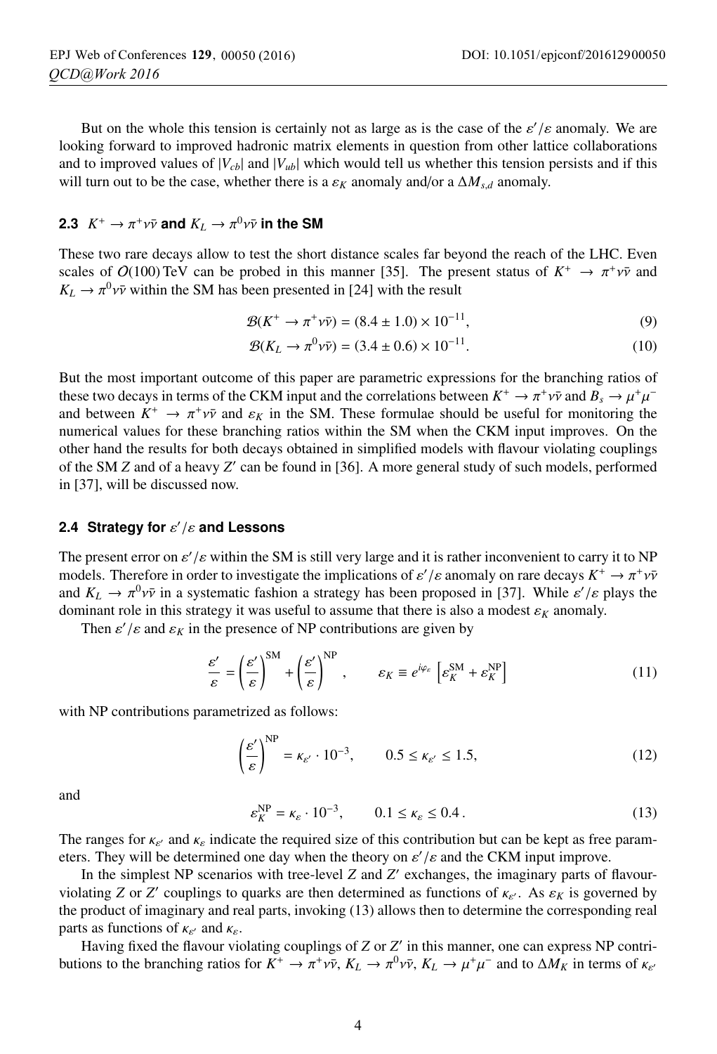But on the whole this tension is certainly not as large as is the case of the $\varepsilon'/\varepsilon$ anomaly. We are looking forward to improved hadronic matrix elements in question from other lattice collaborations and to improved values of $|V_{cb}|$ and $|V_{ub}|$ which would tell us whether this tension persists and if this will turn out to be the case, whether there is a $\varepsilon_K$ anomaly and/or a $\Delta M_{s,d}$ anomaly.

### 2.3 $K^+ \to \pi^+\nu\bar{\nu}$ and $K_L \to \pi^0\nu\bar{\nu}$ in the SM

These two rare decays allow to test the short distance scales far beyond the reach of the LHC. Even scales of $O(100)$ TeV can be probed in this manner [35]. The present status of $K^+ \to \pi^+\nu\bar{\nu}$ and $K_L \to \pi^0\nu\bar{\nu}$ within the SM has been presented in [24] with the result

$$\mathcal{B}(K^+ \to \pi^+\nu\bar{\nu}) = (8.4 \pm 1.0) \times 10^{-11}, \tag{9}$$

$$\mathcal{B}(K_L \to \pi^0\nu\bar{\nu}) = (3.4 \pm 0.6) \times 10^{-11}. \tag{10}$$

But the most important outcome of this paper are parametric expressions for the branching ratios of these two decays in terms of the CKM input and the correlations between $K^+ \to \pi^+\nu\bar{\nu}$ and $B_s \to \mu^+\mu^-$ and between $K^+ \to \pi^+\nu\bar{\nu}$ and $\varepsilon_K$ in the SM. These formulae should be useful for monitoring the numerical values for these branching ratios within the SM when the CKM input improves. On the other hand the results for both decays obtained in simplified models with flavour violating couplings of the SM $Z$ and of a heavy $Z'$ can be found in [36]. A more general study of such models, performed in [37], will be discussed now.

### 2.4 Strategy for $\varepsilon'/\varepsilon$ and Lessons

The present error on $\varepsilon'/\varepsilon$ within the SM is still very large and it is rather inconvenient to carry it to NP models. Therefore in order to investigate the implications of $\varepsilon'/\varepsilon$ anomaly on rare decays $K^+ \to \pi^+\nu\bar{\nu}$ and $K_L \to \pi^0\nu\bar{\nu}$ in a systematic fashion a strategy has been proposed in [37]. While $\varepsilon'/\varepsilon$ plays the dominant role in this strategy it was useful to assume that there is also a modest $\varepsilon_K$ anomaly.

Then $\varepsilon'/\varepsilon$ and $\varepsilon_K$ in the presence of NP contributions are given by

$$\frac{\varepsilon'}{\varepsilon} = \left(\frac{\varepsilon'}{\varepsilon}\right)^{\text{SM}} + \left(\frac{\varepsilon'}{\varepsilon}\right)^{\text{NP}}, \qquad \varepsilon_K \equiv e^{i\varphi_\varepsilon}\left[\varepsilon_K^{\text{SM}} + \varepsilon_K^{\text{NP}}\right] \tag{11}$$

with NP contributions parametrized as follows:

$$\left(\frac{\varepsilon'}{\varepsilon}\right)^{\text{NP}} = \kappa_{\varepsilon'} \cdot 10^{-3}, \qquad 0.5 \le \kappa_{\varepsilon'} \le 1.5, \tag{12}$$

and

$$\varepsilon_K^{\text{NP}} = \kappa_\varepsilon \cdot 10^{-3}, \qquad 0.1 \le \kappa_\varepsilon \le 0.4\,. \tag{13}$$

The ranges for $\kappa_{\varepsilon'}$ and $\kappa_\varepsilon$ indicate the required size of this contribution but can be kept as free parameters. They will be determined one day when the theory on $\varepsilon'/\varepsilon$ and the CKM input improve.

In the simplest NP scenarios with tree-level $Z$ and $Z'$ exchanges, the imaginary parts of flavour-violating $Z$ or $Z'$ couplings to quarks are then determined as functions of $\kappa_{\varepsilon'}$. As $\varepsilon_K$ is governed by the product of imaginary and real parts, invoking (13) allows then to determine the corresponding real parts as functions of $\kappa_{\varepsilon'}$ and $\kappa_\varepsilon$.

Having fixed the flavour violating couplings of $Z$ or $Z'$ in this manner, one can express NP contributions to the branching ratios for $K^+ \to \pi^+\nu\bar{\nu}$, $K_L \to \pi^0\nu\bar{\nu}$, $K_L \to \mu^+\mu^-$ and to $\Delta M_K$ in terms of $\kappa_{\varepsilon'}$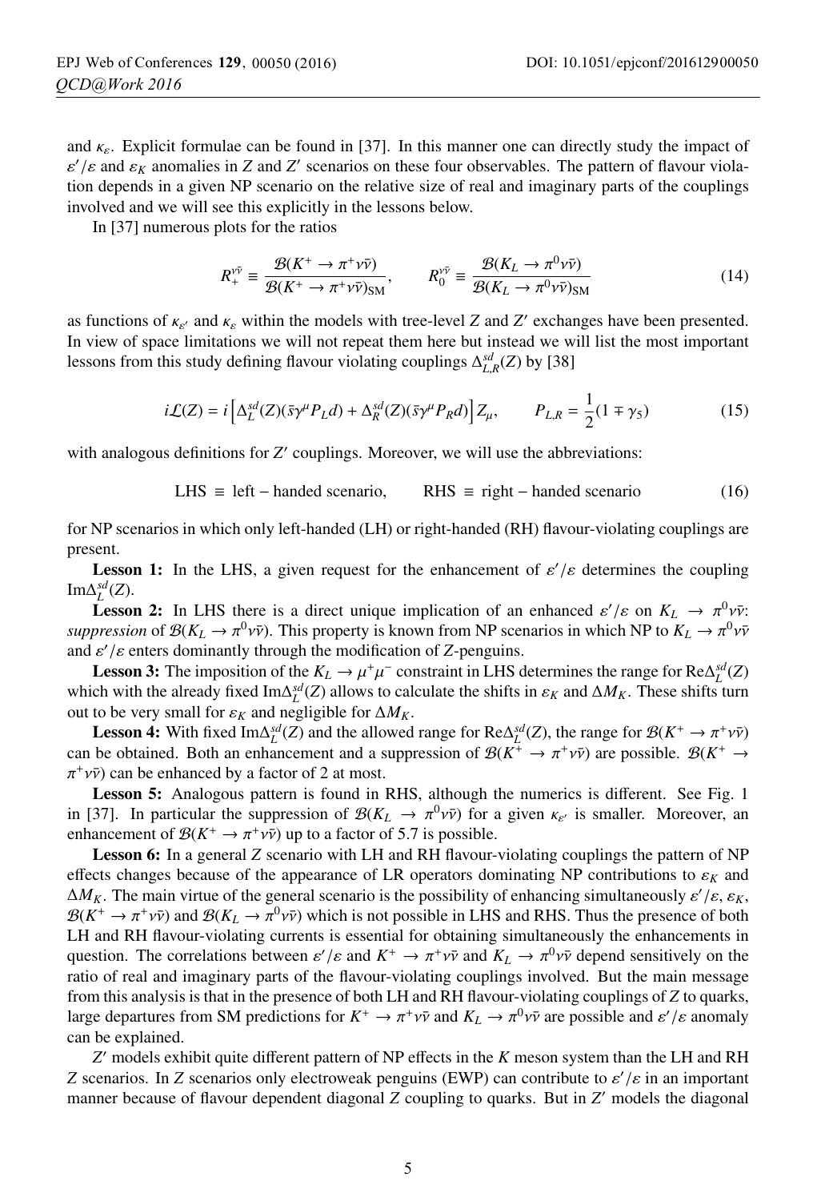and $\kappa_\varepsilon$. Explicit formulae can be found in [37]. In this manner one can directly study the impact of $\varepsilon'/\varepsilon$ and $\varepsilon_K$ anomalies in $Z$ and $Z'$ scenarios on these four observables. The pattern of flavour violation depends in a given NP scenario on the relative size of real and imaginary parts of the couplings involved and we will see this explicitly in the lessons below.

In [37] numerous plots for the ratios

$$R_+^{\nu\bar\nu} \equiv \frac{\mathcal{B}(K^+ \to \pi^+\nu\bar\nu)}{\mathcal{B}(K^+ \to \pi^+\nu\bar\nu)_{\rm SM}}, \qquad R_0^{\nu\bar\nu} \equiv \frac{\mathcal{B}(K_L \to \pi^0\nu\bar\nu)}{\mathcal{B}(K_L \to \pi^0\nu\bar\nu)_{\rm SM}} \tag{14}$$

as functions of $\kappa_{\varepsilon'}$ and $\kappa_\varepsilon$ within the models with tree-level $Z$ and $Z'$ exchanges have been presented. In view of space limitations we will not repeat them here but instead we will list the most important lessons from this study defining flavour violating couplings $\Delta^{sd}_{L,R}(Z)$ by [38]

$$i\mathcal{L}(Z) = i\left[\Delta_L^{sd}(Z)(\bar s\gamma^\mu P_L d) + \Delta_R^{sd}(Z)(\bar s\gamma^\mu P_R d)\right]Z_\mu, \qquad P_{L,R} = \frac{1}{2}(1\mp\gamma_5) \tag{15}$$

with analogous definitions for $Z'$ couplings. Moreover, we will use the abbreviations:

$$\text{LHS} \equiv \text{left-handed scenario}, \qquad \text{RHS} \equiv \text{right-handed scenario} \tag{16}$$

for NP scenarios in which only left-handed (LH) or right-handed (RH) flavour-violating couplings are present.

**Lesson 1:** In the LHS, a given request for the enhancement of $\varepsilon'/\varepsilon$ determines the coupling $\text{Im}\Delta_L^{sd}(Z)$.

**Lesson 2:** In LHS there is a direct unique implication of an enhanced $\varepsilon'/\varepsilon$ on $K_L \to \pi^0\nu\bar\nu$: *suppression* of $\mathcal{B}(K_L \to \pi^0\nu\bar\nu)$. This property is known from NP scenarios in which NP to $K_L \to \pi^0\nu\bar\nu$ and $\varepsilon'/\varepsilon$ enters dominantly through the modification of $Z$-penguins.

**Lesson 3:** The imposition of the $K_L \to \mu^+\mu^-$ constraint in LHS determines the range for $\text{Re}\Delta_L^{sd}(Z)$ which with the already fixed $\text{Im}\Delta_L^{sd}(Z)$ allows to calculate the shifts in $\varepsilon_K$ and $\Delta M_K$. These shifts turn out to be very small for $\varepsilon_K$ and negligible for $\Delta M_K$.

**Lesson 4:** With fixed $\text{Im}\Delta_L^{sd}(Z)$ and the allowed range for $\text{Re}\Delta_L^{sd}(Z)$, the range for $\mathcal{B}(K^+ \to \pi^+\nu\bar\nu)$ can be obtained. Both an enhancement and a suppression of $\mathcal{B}(K^+ \to \pi^+\nu\bar\nu)$ are possible. $\mathcal{B}(K^+ \to \pi^+\nu\bar\nu)$ can be enhanced by a factor of 2 at most.

**Lesson 5:** Analogous pattern is found in RHS, although the numerics is different. See Fig. 1 in [37]. In particular the suppression of $\mathcal{B}(K_L \to \pi^0\nu\bar\nu)$ for a given $\kappa_{\varepsilon'}$ is smaller. Moreover, an enhancement of $\mathcal{B}(K^+ \to \pi^+\nu\bar\nu)$ up to a factor of 5.7 is possible.

**Lesson 6:** In a general $Z$ scenario with LH and RH flavour-violating couplings the pattern of NP effects changes because of the appearance of LR operators dominating NP contributions to $\varepsilon_K$ and $\Delta M_K$. The main virtue of the general scenario is the possibility of enhancing simultaneously $\varepsilon'/\varepsilon$, $\varepsilon_K$, $\mathcal{B}(K^+ \to \pi^+\nu\bar\nu)$ and $\mathcal{B}(K_L \to \pi^0\nu\bar\nu)$ which is not possible in LHS and RHS. Thus the presence of both LH and RH flavour-violating currents is essential for obtaining simultaneously the enhancements in question. The correlations between $\varepsilon'/\varepsilon$ and $K^+ \to \pi^+\nu\bar\nu$ and $K_L \to \pi^0\nu\bar\nu$ depend sensitively on the ratio of real and imaginary parts of the flavour-violating couplings involved. But the main message from this analysis is that in the presence of both LH and RH flavour-violating couplings of $Z$ to quarks, large departures from SM predictions for $K^+ \to \pi^+\nu\bar\nu$ and $K_L \to \pi^0\nu\bar\nu$ are possible and $\varepsilon'/\varepsilon$ anomaly can be explained.

$Z'$ models exhibit quite different pattern of NP effects in the $K$ meson system than the LH and RH $Z$ scenarios. In $Z$ scenarios only electroweak penguins (EWP) can contribute to $\varepsilon'/\varepsilon$ in an important manner because of flavour dependent diagonal $Z$ coupling to quarks. But in $Z'$ models the diagonal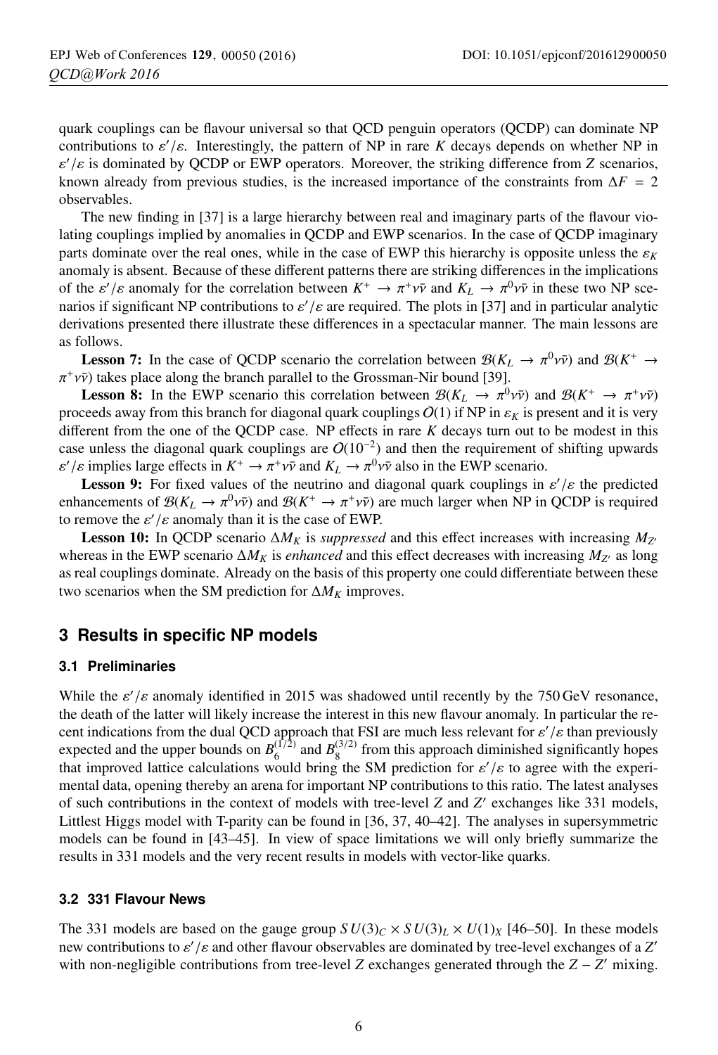quark couplings can be flavour universal so that QCD penguin operators (QCDP) can dominate NP contributions to $\varepsilon'/\varepsilon$. Interestingly, the pattern of NP in rare $K$ decays depends on whether NP in $\varepsilon'/\varepsilon$ is dominated by QCDP or EWP operators. Moreover, the striking difference from $Z$ scenarios, known already from previous studies, is the increased importance of the constraints from $\Delta F = 2$ observables.

The new finding in [37] is a large hierarchy between real and imaginary parts of the flavour violating couplings implied by anomalies in QCDP and EWP scenarios. In the case of QCDP imaginary parts dominate over the real ones, while in the case of EWP this hierarchy is opposite unless the $\varepsilon_K$ anomaly is absent. Because of these different patterns there are striking differences in the implications of the $\varepsilon'/\varepsilon$ anomaly for the correlation between $K^+ \to \pi^+\nu\bar{\nu}$ and $K_L \to \pi^0\nu\bar{\nu}$ in these two NP scenarios if significant NP contributions to $\varepsilon'/\varepsilon$ are required. The plots in [37] and in particular analytic derivations presented there illustrate these differences in a spectacular manner. The main lessons are as follows.

**Lesson 7:** In the case of QCDP scenario the correlation between $\mathcal{B}(K_L \to \pi^0\nu\bar{\nu})$ and $\mathcal{B}(K^+ \to \pi^+\nu\bar{\nu})$ takes place along the branch parallel to the Grossman-Nir bound [39].

**Lesson 8:** In the EWP scenario this correlation between $\mathcal{B}(K_L \to \pi^0\nu\bar{\nu})$ and $\mathcal{B}(K^+ \to \pi^+\nu\bar{\nu})$ proceeds away from this branch for diagonal quark couplings $O(1)$ if NP in $\varepsilon_K$ is present and it is very different from the one of the QCDP case. NP effects in rare $K$ decays turn out to be modest in this case unless the diagonal quark couplings are $O(10^{-2})$ and then the requirement of shifting upwards $\varepsilon'/\varepsilon$ implies large effects in $K^+ \to \pi^+\nu\bar{\nu}$ and $K_L \to \pi^0\nu\bar{\nu}$ also in the EWP scenario.

**Lesson 9:** For fixed values of the neutrino and diagonal quark couplings in $\varepsilon'/\varepsilon$ the predicted enhancements of $\mathcal{B}(K_L \to \pi^0\nu\bar{\nu})$ and $\mathcal{B}(K^+ \to \pi^+\nu\bar{\nu})$ are much larger when NP in QCDP is required to remove the $\varepsilon'/\varepsilon$ anomaly than it is the case of EWP.

**Lesson 10:** In QCDP scenario $\Delta M_K$ is *suppressed* and this effect increases with increasing $M_{Z'}$ whereas in the EWP scenario $\Delta M_K$ is *enhanced* and this effect decreases with increasing $M_{Z'}$ as long as real couplings dominate. Already on the basis of this property one could differentiate between these two scenarios when the SM prediction for $\Delta M_K$ improves.

## 3 Results in specific NP models

### 3.1 Preliminaries

While the $\varepsilon'/\varepsilon$ anomaly identified in 2015 was shadowed until recently by the 750 GeV resonance, the death of the latter will likely increase the interest in this new flavour anomaly. In particular the recent indications from the dual QCD approach that FSI are much less relevant for $\varepsilon'/\varepsilon$ than previously expected and the upper bounds on $B_6^{(1/2)}$ and $B_8^{(3/2)}$ from this approach diminished significantly hopes that improved lattice calculations would bring the SM prediction for $\varepsilon'/\varepsilon$ to agree with the experimental data, opening thereby an arena for important NP contributions to this ratio. The latest analyses of such contributions in the context of models with tree-level $Z$ and $Z'$ exchanges like 331 models, Littlest Higgs model with T-parity can be found in [36, 37, 40–42]. The analyses in supersymmetric models can be found in [43–45]. In view of space limitations we will only briefly summarize the results in 331 models and the very recent results in models with vector-like quarks.

### 3.2 331 Flavour News

The 331 models are based on the gauge group $SU(3)_C \times SU(3)_L \times U(1)_X$ [46–50]. In these models new contributions to $\varepsilon'/\varepsilon$ and other flavour observables are dominated by tree-level exchanges of a $Z'$ with non-negligible contributions from tree-level $Z$ exchanges generated through the $Z - Z'$ mixing.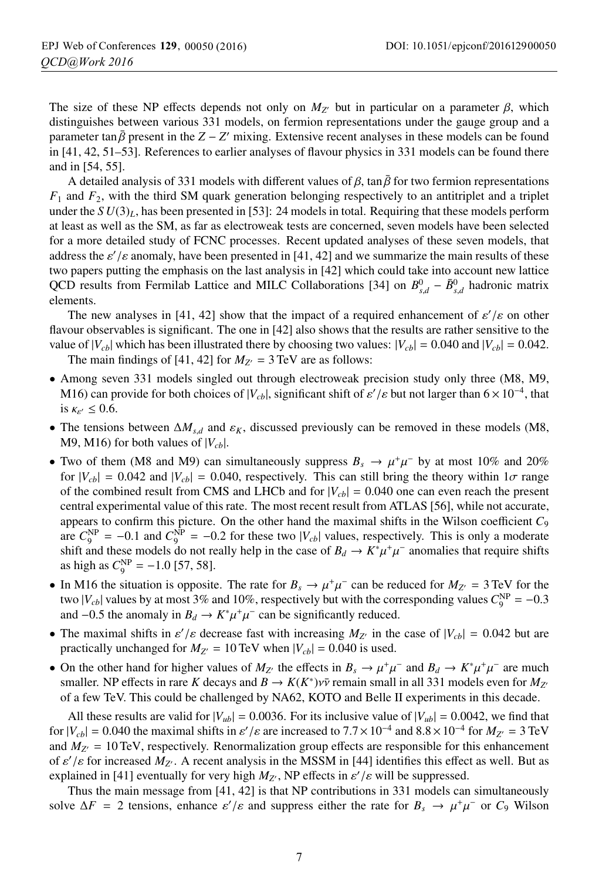The size of these NP effects depends not only on $M_{Z'}$ but in particular on a parameter $\beta$, which distinguishes between various 331 models, on fermion representations under the gauge group and a parameter $\tan\bar{\beta}$ present in the $Z - Z'$ mixing. Extensive recent analyses in these models can be found in [41, 42, 51–53]. References to earlier analyses of flavour physics in 331 models can be found there and in [54, 55].

A detailed analysis of 331 models with different values of $\beta$, $\tan\bar{\beta}$ for two fermion representations $F_1$ and $F_2$, with the third SM quark generation belonging respectively to an antitriplet and a triplet under the $SU(3)_L$, has been presented in [53]: 24 models in total. Requiring that these models perform at least as well as the SM, as far as electroweak tests are concerned, seven models have been selected for a more detailed study of FCNC processes. Recent updated analyses of these seven models, that address the $\varepsilon'/\varepsilon$ anomaly, have been presented in [41, 42] and we summarize the main results of these two papers putting the emphasis on the last analysis in [42] which could take into account new lattice QCD results from Fermilab Lattice and MILC Collaborations [34] on $B^0_{s,d} - \bar{B}^0_{s,d}$ hadronic matrix elements.

The new analyses in [41, 42] show that the impact of a required enhancement of $\varepsilon'/\varepsilon$ on other flavour observables is significant. The one in [42] also shows that the results are rather sensitive to the value of $|V_{cb}|$ which has been illustrated there by choosing two values: $|V_{cb}| = 0.040$ and $|V_{cb}| = 0.042$.

The main findings of [41, 42] for $M_{Z'} = 3\,\text{TeV}$ are as follows:

- Among seven 331 models singled out through electroweak precision study only three (M8, M9, M16) can provide for both choices of $|V_{cb}|$, significant shift of $\varepsilon'/\varepsilon$ but not larger than $6 \times 10^{-4}$, that is $\kappa_{\varepsilon'} \leq 0.6$.
- The tensions between $\Delta M_{s,d}$ and $\varepsilon_K$, discussed previously can be removed in these models (M8, M9, M16) for both values of $|V_{cb}|$.
- Two of them (M8 and M9) can simultaneously suppress $B_s \to \mu^+\mu^-$ by at most 10% and 20% for $|V_{cb}| = 0.042$ and $|V_{cb}| = 0.040$, respectively. This can still bring the theory within $1\sigma$ range of the combined result from CMS and LHCb and for $|V_{cb}| = 0.040$ one can even reach the present central experimental value of this rate. The most recent result from ATLAS [56], while not accurate, appears to confirm this picture. On the other hand the maximal shifts in the Wilson coefficient $C_9$ are $C_9^{\text{NP}} = -0.1$ and $C_9^{\text{NP}} = -0.2$ for these two $|V_{cb}|$ values, respectively. This is only a moderate shift and these models do not really help in the case of $B_d \to K^*\mu^+\mu^-$ anomalies that require shifts as high as $C_9^{\text{NP}} = -1.0$ [57, 58].
- In M16 the situation is opposite. The rate for $B_s \to \mu^+\mu^-$ can be reduced for $M_{Z'} = 3\,\text{TeV}$ for the two $|V_{cb}|$ values by at most 3% and 10%, respectively but with the corresponding values $C_9^{\text{NP}} = -0.3$ and $-0.5$ the anomaly in $B_d \to K^*\mu^+\mu^-$ can be significantly reduced.
- The maximal shifts in $\varepsilon'/\varepsilon$ decrease fast with increasing $M_{Z'}$ in the case of $|V_{cb}| = 0.042$ but are practically unchanged for $M_{Z'} = 10\,\text{TeV}$ when $|V_{cb}| = 0.040$ is used.
- On the other hand for higher values of $M_{Z'}$ the effects in $B_s \to \mu^+\mu^-$ and $B_d \to K^*\mu^+\mu^-$ are much smaller. NP effects in rare $K$ decays and $B \to K(K^*)\nu\bar{\nu}$ remain small in all 331 models even for $M_{Z'}$ of a few TeV. This could be challenged by NA62, KOTO and Belle II experiments in this decade.

All these results are valid for $|V_{ub}| = 0.0036$. For its inclusive value of $|V_{ub}| = 0.0042$, we find that for $|V_{cb}| = 0.040$ the maximal shifts in $\varepsilon'/\varepsilon$ are increased to $7.7 \times 10^{-4}$ and $8.8 \times 10^{-4}$ for $M_{Z'} = 3\,\text{TeV}$ and $M_{Z'} = 10\,\text{TeV}$, respectively. Renormalization group effects are responsible for this enhancement of $\varepsilon'/\varepsilon$ for increased $M_{Z'}$. A recent analysis in the MSSM in [44] identifies this effect as well. But as explained in [41] eventually for very high $M_{Z'}$, NP effects in $\varepsilon'/\varepsilon$ will be suppressed.

Thus the main message from [41, 42] is that NP contributions in 331 models can simultaneously solve $\Delta F = 2$ tensions, enhance $\varepsilon'/\varepsilon$ and suppress either the rate for $B_s \to \mu^+\mu^-$ or $C_9$ Wilson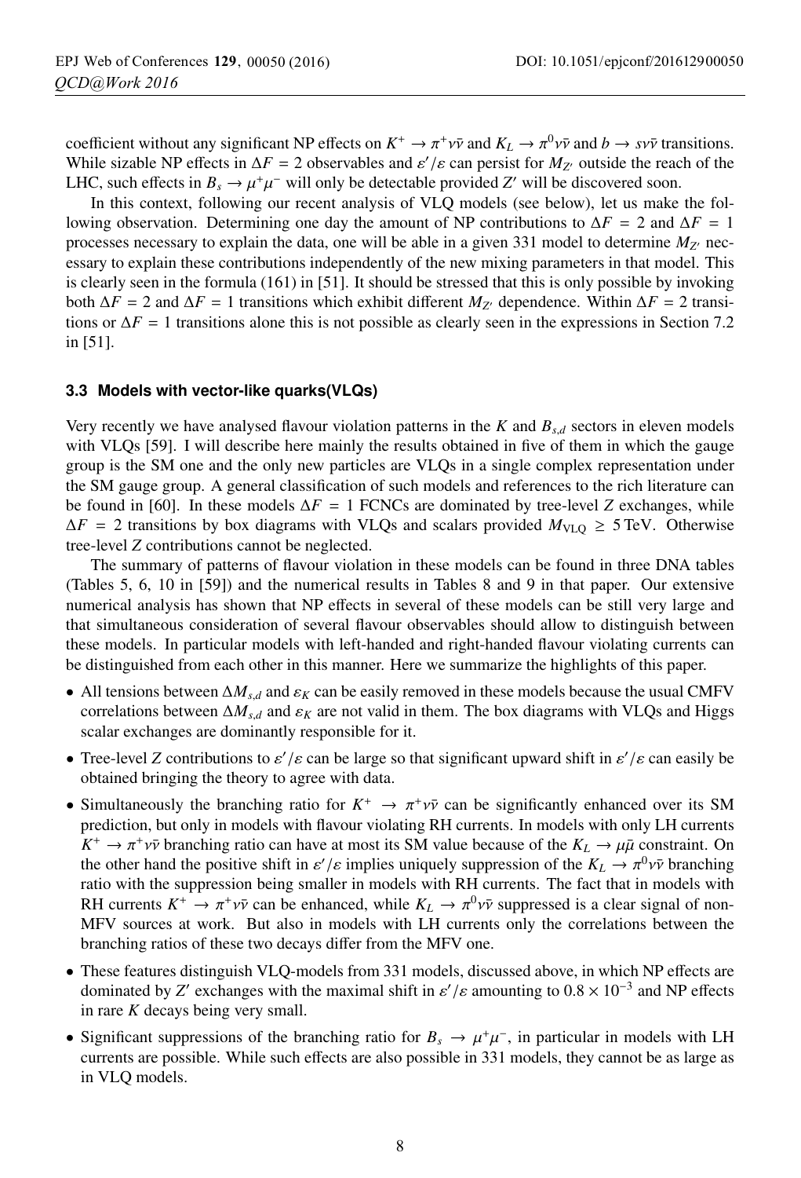coefficient without any significant NP effects on $K^+ \to \pi^+ \nu\bar{\nu}$ and $K_L \to \pi^0 \nu\bar{\nu}$ and $b \to s\nu\bar{\nu}$ transitions. While sizable NP effects in $\Delta F = 2$ observables and $\varepsilon'/\varepsilon$ can persist for $M_{Z'}$ outside the reach of the LHC, such effects in $B_s \to \mu^+\mu^-$ will only be detectable provided $Z'$ will be discovered soon.

In this context, following our recent analysis of VLQ models (see below), let us make the following observation. Determining one day the amount of NP contributions to $\Delta F = 2$ and $\Delta F = 1$ processes necessary to explain the data, one will be able in a given 331 model to determine $M_{Z'}$ necessary to explain these contributions independently of the new mixing parameters in that model. This is clearly seen in the formula (161) in [51]. It should be stressed that this is only possible by invoking both $\Delta F = 2$ and $\Delta F = 1$ transitions which exhibit different $M_{Z'}$ dependence. Within $\Delta F = 2$ transitions or $\Delta F = 1$ transitions alone this is not possible as clearly seen in the expressions in Section 7.2 in [51].

### 3.3 Models with vector-like quarks(VLQs)

Very recently we have analysed flavour violation patterns in the $K$ and $B_{s,d}$ sectors in eleven models with VLQs [59]. I will describe here mainly the results obtained in five of them in which the gauge group is the SM one and the only new particles are VLQs in a single complex representation under the SM gauge group. A general classification of such models and references to the rich literature can be found in [60]. In these models $\Delta F = 1$ FCNCs are dominated by tree-level $Z$ exchanges, while $\Delta F = 2$ transitions by box diagrams with VLQs and scalars provided $M_{\rm VLQ} \geq 5\,\text{TeV}$. Otherwise tree-level $Z$ contributions cannot be neglected.

The summary of patterns of flavour violation in these models can be found in three DNA tables (Tables 5, 6, 10 in [59]) and the numerical results in Tables 8 and 9 in that paper. Our extensive numerical analysis has shown that NP effects in several of these models can be still very large and that simultaneous consideration of several flavour observables should allow to distinguish between these models. In particular models with left-handed and right-handed flavour violating currents can be distinguished from each other in this manner. Here we summarize the highlights of this paper.

- All tensions between $\Delta M_{s,d}$ and $\varepsilon_K$ can be easily removed in these models because the usual CMFV correlations between $\Delta M_{s,d}$ and $\varepsilon_K$ are not valid in them. The box diagrams with VLQs and Higgs scalar exchanges are dominantly responsible for it.
- Tree-level $Z$ contributions to $\varepsilon'/\varepsilon$ can be large so that significant upward shift in $\varepsilon'/\varepsilon$ can easily be obtained bringing the theory to agree with data.
- Simultaneously the branching ratio for $K^+ \to \pi^+\nu\bar{\nu}$ can be significantly enhanced over its SM prediction, but only in models with flavour violating RH currents. In models with only LH currents $K^+ \to \pi^+\nu\bar{\nu}$ branching ratio can have at most its SM value because of the $K_L \to \mu\bar{\mu}$ constraint. On the other hand the positive shift in $\varepsilon'/\varepsilon$ implies uniquely suppression of the $K_L \to \pi^0\nu\bar{\nu}$ branching ratio with the suppression being smaller in models with RH currents. The fact that in models with RH currents $K^+ \to \pi^+\nu\bar{\nu}$ can be enhanced, while $K_L \to \pi^0\nu\bar{\nu}$ suppressed is a clear signal of non-MFV sources at work. But also in models with LH currents only the correlations between the branching ratios of these two decays differ from the MFV one.
- These features distinguish VLQ-models from 331 models, discussed above, in which NP effects are dominated by $Z'$ exchanges with the maximal shift in $\varepsilon'/\varepsilon$ amounting to $0.8 \times 10^{-3}$ and NP effects in rare $K$ decays being very small.
- Significant suppressions of the branching ratio for $B_s \to \mu^+\mu^-$, in particular in models with LH currents are possible. While such effects are also possible in 331 models, they cannot be as large as in VLQ models.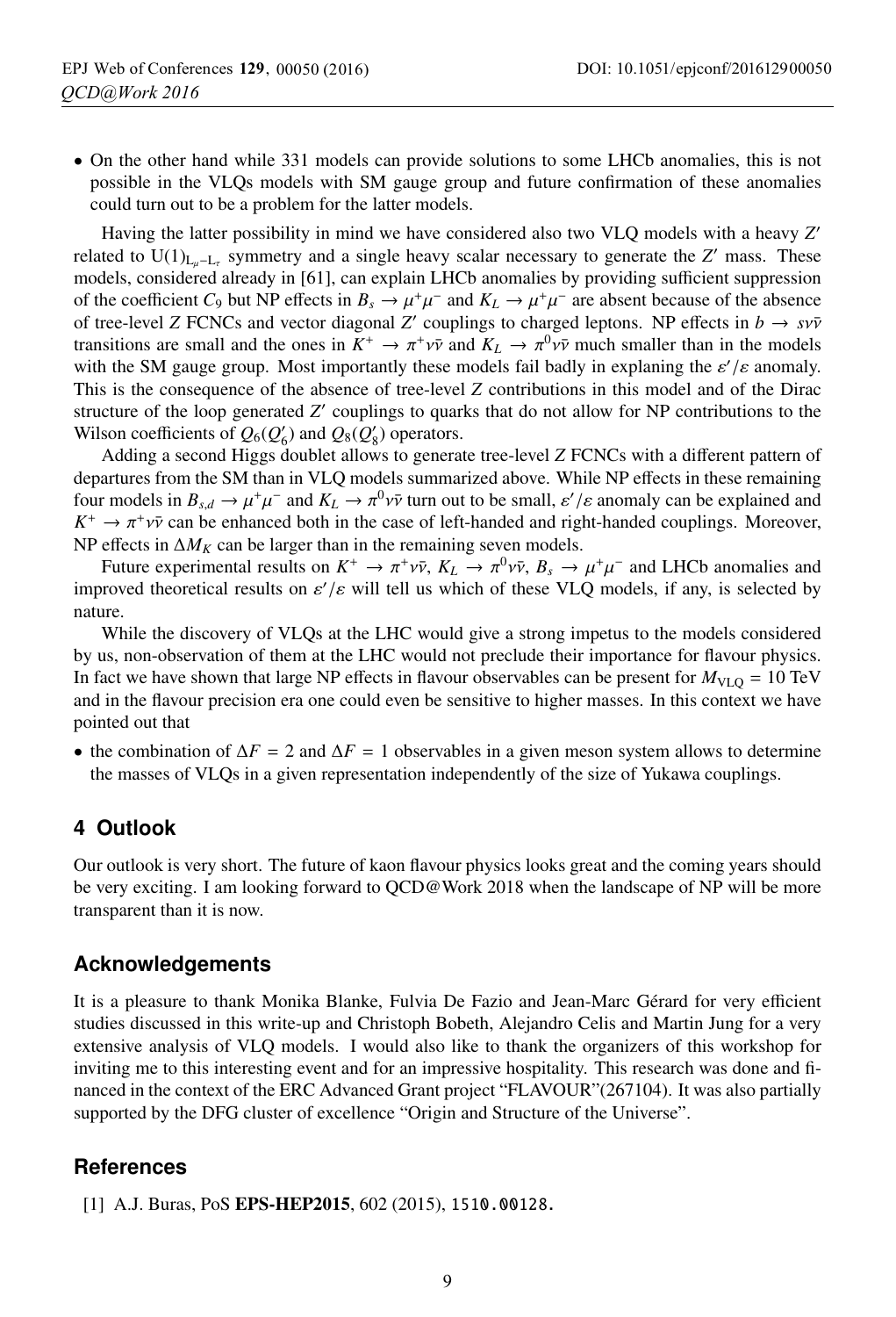- On the other hand while 331 models can provide solutions to some LHCb anomalies, this is not possible in the VLQs models with SM gauge group and future confirmation of these anomalies could turn out to be a problem for the latter models.

Having the latter possibility in mind we have considered also two VLQ models with a heavy $Z'$ related to $U(1)_{L_\mu - L_\tau}$ symmetry and a single heavy scalar necessary to generate the $Z'$ mass. These models, considered already in [61], can explain LHCb anomalies by providing sufficient suppression of the coefficient $C_9$ but NP effects in $B_s \to \mu^+\mu^-$ and $K_L \to \mu^+\mu^-$ are absent because of the absence of tree-level $Z$ FCNCs and vector diagonal $Z'$ couplings to charged leptons. NP effects in $b \to s\nu\bar{\nu}$ transitions are small and the ones in $K^+ \to \pi^+\nu\bar{\nu}$ and $K_L \to \pi^0\nu\bar{\nu}$ much smaller than in the models with the SM gauge group. Most importantly these models fail badly in explaning the $\varepsilon'/\varepsilon$ anomaly. This is the consequence of the absence of tree-level $Z$ contributions in this model and of the Dirac structure of the loop generated $Z'$ couplings to quarks that do not allow for NP contributions to the Wilson coefficients of $Q_6(Q_6')$ and $Q_8(Q_8')$ operators.

Adding a second Higgs doublet allows to generate tree-level $Z$ FCNCs with a different pattern of departures from the SM than in VLQ models summarized above. While NP effects in these remaining four models in $B_{s,d} \to \mu^+\mu^-$ and $K_L \to \pi^0\nu\bar{\nu}$ turn out to be small, $\varepsilon'/\varepsilon$ anomaly can be explained and $K^+ \to \pi^+\nu\bar{\nu}$ can be enhanced both in the case of left-handed and right-handed couplings. Moreover, NP effects in $\Delta M_K$ can be larger than in the remaining seven models.

Future experimental results on $K^+ \to \pi^+\nu\bar{\nu}$, $K_L \to \pi^0\nu\bar{\nu}$, $B_s \to \mu^+\mu^-$ and LHCb anomalies and improved theoretical results on $\varepsilon'/\varepsilon$ will tell us which of these VLQ models, if any, is selected by nature.

While the discovery of VLQs at the LHC would give a strong impetus to the models considered by us, non-observation of them at the LHC would not preclude their importance for flavour physics. In fact we have shown that large NP effects in flavour observables can be present for $M_{\rm VLQ} = 10$ TeV and in the flavour precision era one could even be sensitive to higher masses. In this context we have pointed out that

- the combination of $\Delta F = 2$ and $\Delta F = 1$ observables in a given meson system allows to determine the masses of VLQs in a given representation independently of the size of Yukawa couplings.

## 4 Outlook

Our outlook is very short. The future of kaon flavour physics looks great and the coming years should be very exciting. I am looking forward to QCD@Work 2018 when the landscape of NP will be more transparent than it is now.

## Acknowledgements

It is a pleasure to thank Monika Blanke, Fulvia De Fazio and Jean-Marc Gérard for very efficient studies discussed in this write-up and Christoph Bobeth, Alejandro Celis and Martin Jung for a very extensive analysis of VLQ models. I would also like to thank the organizers of this workshop for inviting me to this interesting event and for an impressive hospitality. This research was done and financed in the context of the ERC Advanced Grant project "FLAVOUR"(267104). It was also partially supported by the DFG cluster of excellence "Origin and Structure of the Universe".

## References

[1] A.J. Buras, PoS **EPS-HEP2015**, 602 (2015), 1510.00128.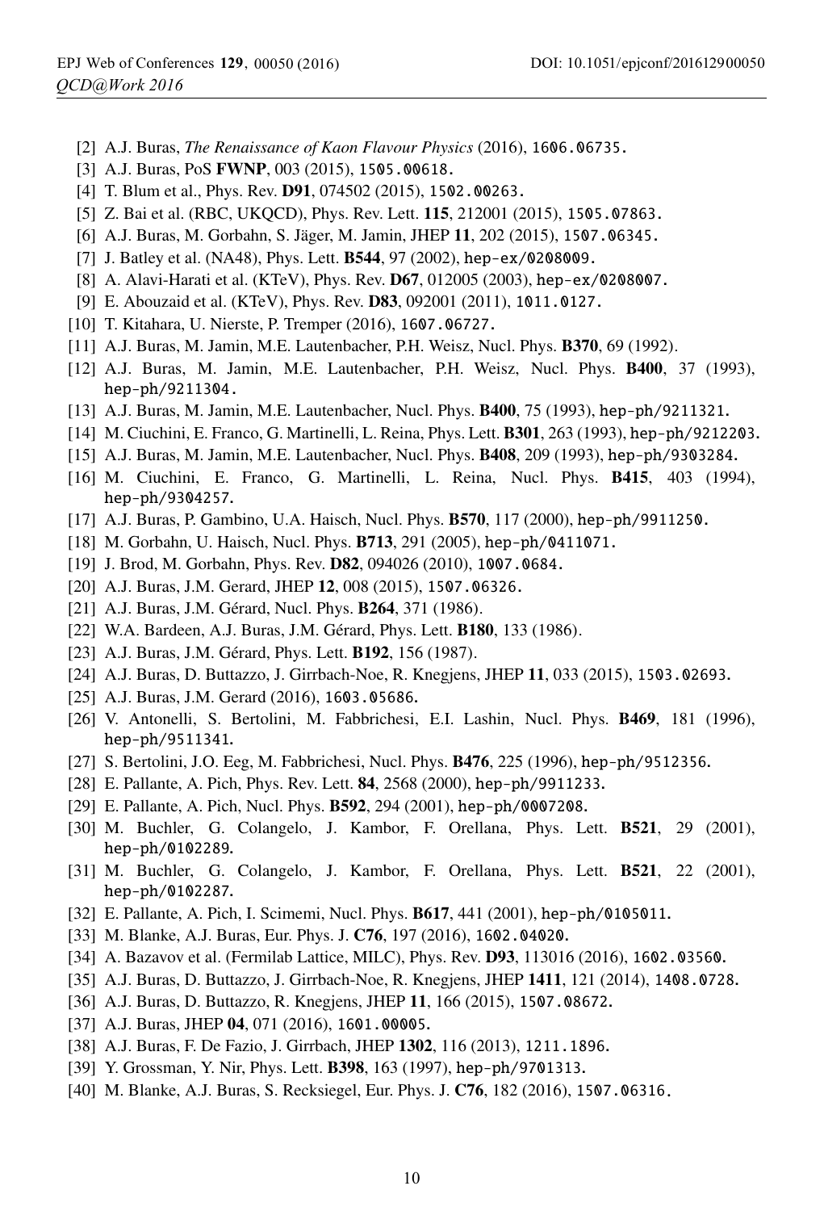[2] A.J. Buras, *The Renaissance of Kaon Flavour Physics* (2016), 1606.06735.

[3] A.J. Buras, PoS **FWNP**, 003 (2015), 1505.00618.

[4] T. Blum et al., Phys. Rev. **D91**, 074502 (2015), 1502.00263.

[5] Z. Bai et al. (RBC, UKQCD), Phys. Rev. Lett. **115**, 212001 (2015), 1505.07863.

[6] A.J. Buras, M. Gorbahn, S. Jäger, M. Jamin, JHEP **11**, 202 (2015), 1507.06345.

[7] J. Batley et al. (NA48), Phys. Lett. **B544**, 97 (2002), hep-ex/0208009.

[8] A. Alavi-Harati et al. (KTeV), Phys. Rev. **D67**, 012005 (2003), hep-ex/0208007.

[9] E. Abouzaid et al. (KTeV), Phys. Rev. **D83**, 092001 (2011), 1011.0127.

[10] T. Kitahara, U. Nierste, P. Tremper (2016), 1607.06727.

[11] A.J. Buras, M. Jamin, M.E. Lautenbacher, P.H. Weisz, Nucl. Phys. **B370**, 69 (1992).

[12] A.J. Buras, M. Jamin, M.E. Lautenbacher, P.H. Weisz, Nucl. Phys. **B400**, 37 (1993), hep-ph/9211304.

[13] A.J. Buras, M. Jamin, M.E. Lautenbacher, Nucl. Phys. **B400**, 75 (1993), hep-ph/9211321.

[14] M. Ciuchini, E. Franco, G. Martinelli, L. Reina, Phys. Lett. **B301**, 263 (1993), hep-ph/9212203.

[15] A.J. Buras, M. Jamin, M.E. Lautenbacher, Nucl. Phys. **B408**, 209 (1993), hep-ph/9303284.

[16] M. Ciuchini, E. Franco, G. Martinelli, L. Reina, Nucl. Phys. **B415**, 403 (1994), hep-ph/9304257.

[17] A.J. Buras, P. Gambino, U.A. Haisch, Nucl. Phys. **B570**, 117 (2000), hep-ph/9911250.

[18] M. Gorbahn, U. Haisch, Nucl. Phys. **B713**, 291 (2005), hep-ph/0411071.

[19] J. Brod, M. Gorbahn, Phys. Rev. **D82**, 094026 (2010), 1007.0684.

[20] A.J. Buras, J.M. Gerard, JHEP **12**, 008 (2015), 1507.06326.

[21] A.J. Buras, J.M. Gérard, Nucl. Phys. **B264**, 371 (1986).

[22] W.A. Bardeen, A.J. Buras, J.M. Gérard, Phys. Lett. **B180**, 133 (1986).

[23] A.J. Buras, J.M. Gérard, Phys. Lett. **B192**, 156 (1987).

[24] A.J. Buras, D. Buttazzo, J. Girrbach-Noe, R. Knegjens, JHEP **11**, 033 (2015), 1503.02693.

[25] A.J. Buras, J.M. Gerard (2016), 1603.05686.

[26] V. Antonelli, S. Bertolini, M. Fabbrichesi, E.I. Lashin, Nucl. Phys. **B469**, 181 (1996), hep-ph/9511341.

[27] S. Bertolini, J.O. Eeg, M. Fabbrichesi, Nucl. Phys. **B476**, 225 (1996), hep-ph/9512356.

[28] E. Pallante, A. Pich, Phys. Rev. Lett. **84**, 2568 (2000), hep-ph/9911233.

[29] E. Pallante, A. Pich, Nucl. Phys. **B592**, 294 (2001), hep-ph/0007208.

[30] M. Buchler, G. Colangelo, J. Kambor, F. Orellana, Phys. Lett. **B521**, 29 (2001), hep-ph/0102289.

[31] M. Buchler, G. Colangelo, J. Kambor, F. Orellana, Phys. Lett. **B521**, 22 (2001), hep-ph/0102287.

[32] E. Pallante, A. Pich, I. Scimemi, Nucl. Phys. **B617**, 441 (2001), hep-ph/0105011.

[33] M. Blanke, A.J. Buras, Eur. Phys. J. **C76**, 197 (2016), 1602.04020.

[34] A. Bazavov et al. (Fermilab Lattice, MILC), Phys. Rev. **D93**, 113016 (2016), 1602.03560.

[35] A.J. Buras, D. Buttazzo, J. Girrbach-Noe, R. Knegjens, JHEP **1411**, 121 (2014), 1408.0728.

[36] A.J. Buras, D. Buttazzo, R. Knegjens, JHEP **11**, 166 (2015), 1507.08672.

[37] A.J. Buras, JHEP **04**, 071 (2016), 1601.00005.

[38] A.J. Buras, F. De Fazio, J. Girrbach, JHEP **1302**, 116 (2013), 1211.1896.

[39] Y. Grossman, Y. Nir, Phys. Lett. **B398**, 163 (1997), hep-ph/9701313.

[40] M. Blanke, A.J. Buras, S. Recksiegel, Eur. Phys. J. **C76**, 182 (2016), 1507.06316.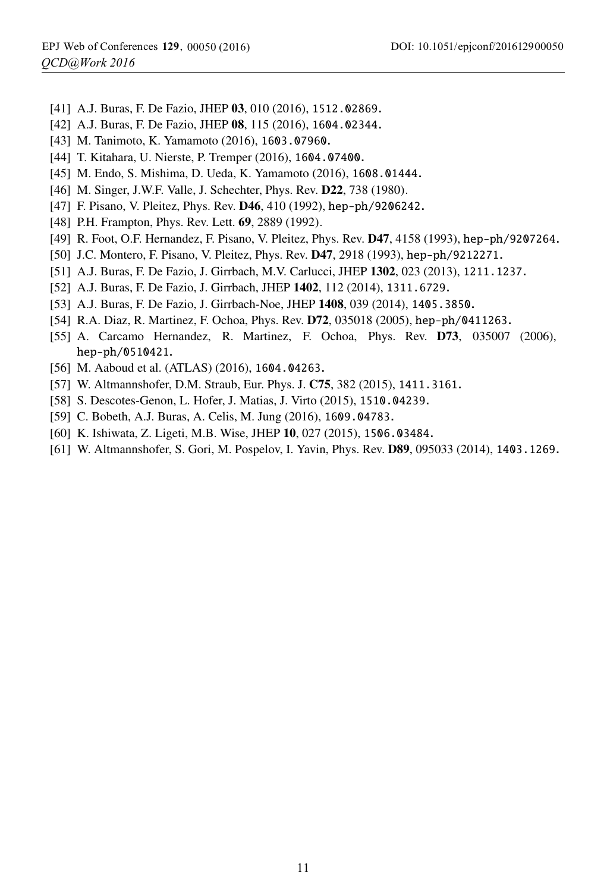[41] A.J. Buras, F. De Fazio, JHEP **03**, 010 (2016), 1512.02869.

[42] A.J. Buras, F. De Fazio, JHEP **08**, 115 (2016), 1604.02344.

[43] M. Tanimoto, K. Yamamoto (2016), 1603.07960.

[44] T. Kitahara, U. Nierste, P. Tremper (2016), 1604.07400.

[45] M. Endo, S. Mishima, D. Ueda, K. Yamamoto (2016), 1608.01444.

[46] M. Singer, J.W.F. Valle, J. Schechter, Phys. Rev. **D22**, 738 (1980).

[47] F. Pisano, V. Pleitez, Phys. Rev. **D46**, 410 (1992), hep-ph/9206242.

[48] P.H. Frampton, Phys. Rev. Lett. **69**, 2889 (1992).

[49] R. Foot, O.F. Hernandez, F. Pisano, V. Pleitez, Phys. Rev. **D47**, 4158 (1993), hep-ph/9207264.

[50] J.C. Montero, F. Pisano, V. Pleitez, Phys. Rev. **D47**, 2918 (1993), hep-ph/9212271.

[51] A.J. Buras, F. De Fazio, J. Girrbach, M.V. Carlucci, JHEP **1302**, 023 (2013), 1211.1237.

[52] A.J. Buras, F. De Fazio, J. Girrbach, JHEP **1402**, 112 (2014), 1311.6729.

[53] A.J. Buras, F. De Fazio, J. Girrbach-Noe, JHEP **1408**, 039 (2014), 1405.3850.

[54] R.A. Diaz, R. Martinez, F. Ochoa, Phys. Rev. **D72**, 035018 (2005), hep-ph/0411263.

[55] A. Carcamo Hernandez, R. Martinez, F. Ochoa, Phys. Rev. **D73**, 035007 (2006), hep-ph/0510421.

[56] M. Aaboud et al. (ATLAS) (2016), 1604.04263.

[57] W. Altmannshofer, D.M. Straub, Eur. Phys. J. **C75**, 382 (2015), 1411.3161.

[58] S. Descotes-Genon, L. Hofer, J. Matias, J. Virto (2015), 1510.04239.

[59] C. Bobeth, A.J. Buras, A. Celis, M. Jung (2016), 1609.04783.

[60] K. Ishiwata, Z. Ligeti, M.B. Wise, JHEP **10**, 027 (2015), 1506.03484.

[61] W. Altmannshofer, S. Gori, M. Pospelov, I. Yavin, Phys. Rev. **D89**, 095033 (2014), 1403.1269.